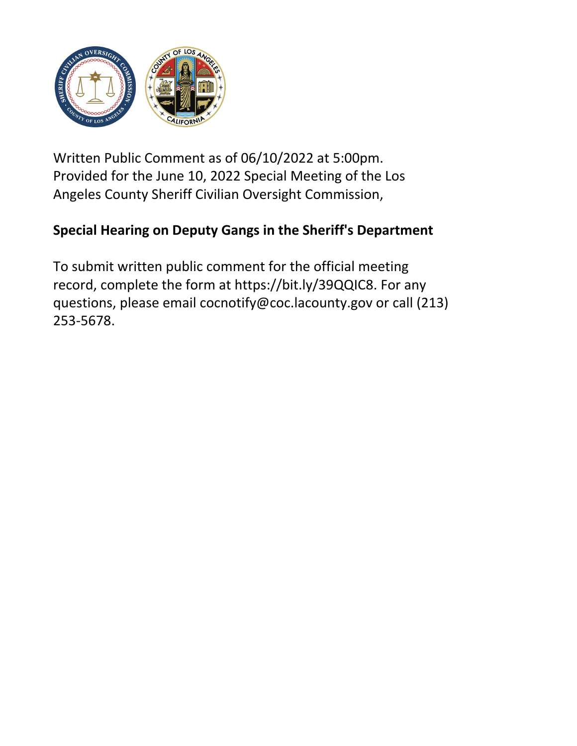Written Public Comment as of 06/10/2022 at 5:00pm.
Provided for the June 10, 2022 Special Meeting of the Los Angeles County Sheriff Civilian Oversight Commission,

**Special Hearing on Deputy Gangs in the Sheriff's Department**

To submit written public comment for the official meeting record, complete the form at https://bit.ly/39QQIC8. For any questions, please email cocnotify@coc.lacounty.gov or call (213) 253-5678.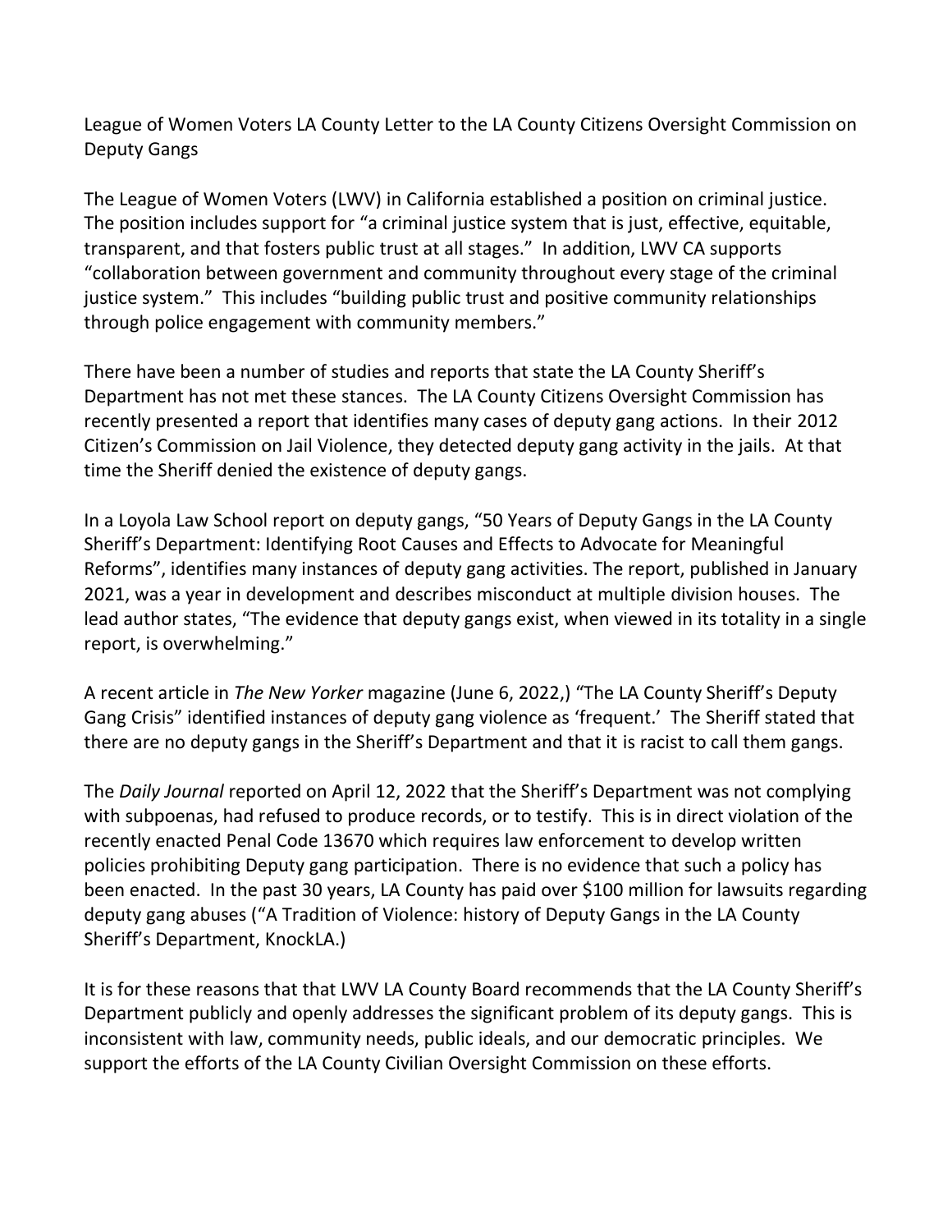League of Women Voters LA County Letter to the LA County Citizens Oversight Commission on Deputy Gangs

The League of Women Voters (LWV) in California established a position on criminal justice. The position includes support for "a criminal justice system that is just, effective, equitable, transparent, and that fosters public trust at all stages." In addition, LWV CA supports "collaboration between government and community throughout every stage of the criminal justice system." This includes "building public trust and positive community relationships through police engagement with community members."

There have been a number of studies and reports that state the LA County Sheriff's Department has not met these stances. The LA County Citizens Oversight Commission has recently presented a report that identifies many cases of deputy gang actions. In their 2012 Citizen's Commission on Jail Violence, they detected deputy gang activity in the jails. At that time the Sheriff denied the existence of deputy gangs.

In a Loyola Law School report on deputy gangs, "50 Years of Deputy Gangs in the LA County Sheriff's Department: Identifying Root Causes and Effects to Advocate for Meaningful Reforms", identifies many instances of deputy gang activities. The report, published in January 2021, was a year in development and describes misconduct at multiple division houses. The lead author states, "The evidence that deputy gangs exist, when viewed in its totality in a single report, is overwhelming."

A recent article in *The New Yorker* magazine (June 6, 2022,) "The LA County Sheriff's Deputy Gang Crisis" identified instances of deputy gang violence as 'frequent.' The Sheriff stated that there are no deputy gangs in the Sheriff's Department and that it is racist to call them gangs.

The *Daily Journal* reported on April 12, 2022 that the Sheriff's Department was not complying with subpoenas, had refused to produce records, or to testify. This is in direct violation of the recently enacted Penal Code 13670 which requires law enforcement to develop written policies prohibiting Deputy gang participation. There is no evidence that such a policy has been enacted. In the past 30 years, LA County has paid over $100 million for lawsuits regarding deputy gang abuses ("A Tradition of Violence: history of Deputy Gangs in the LA County Sheriff's Department, KnockLA.)

It is for these reasons that that LWV LA County Board recommends that the LA County Sheriff's Department publicly and openly addresses the significant problem of its deputy gangs. This is inconsistent with law, community needs, public ideals, and our democratic principles. We support the efforts of the LA County Civilian Oversight Commission on these efforts.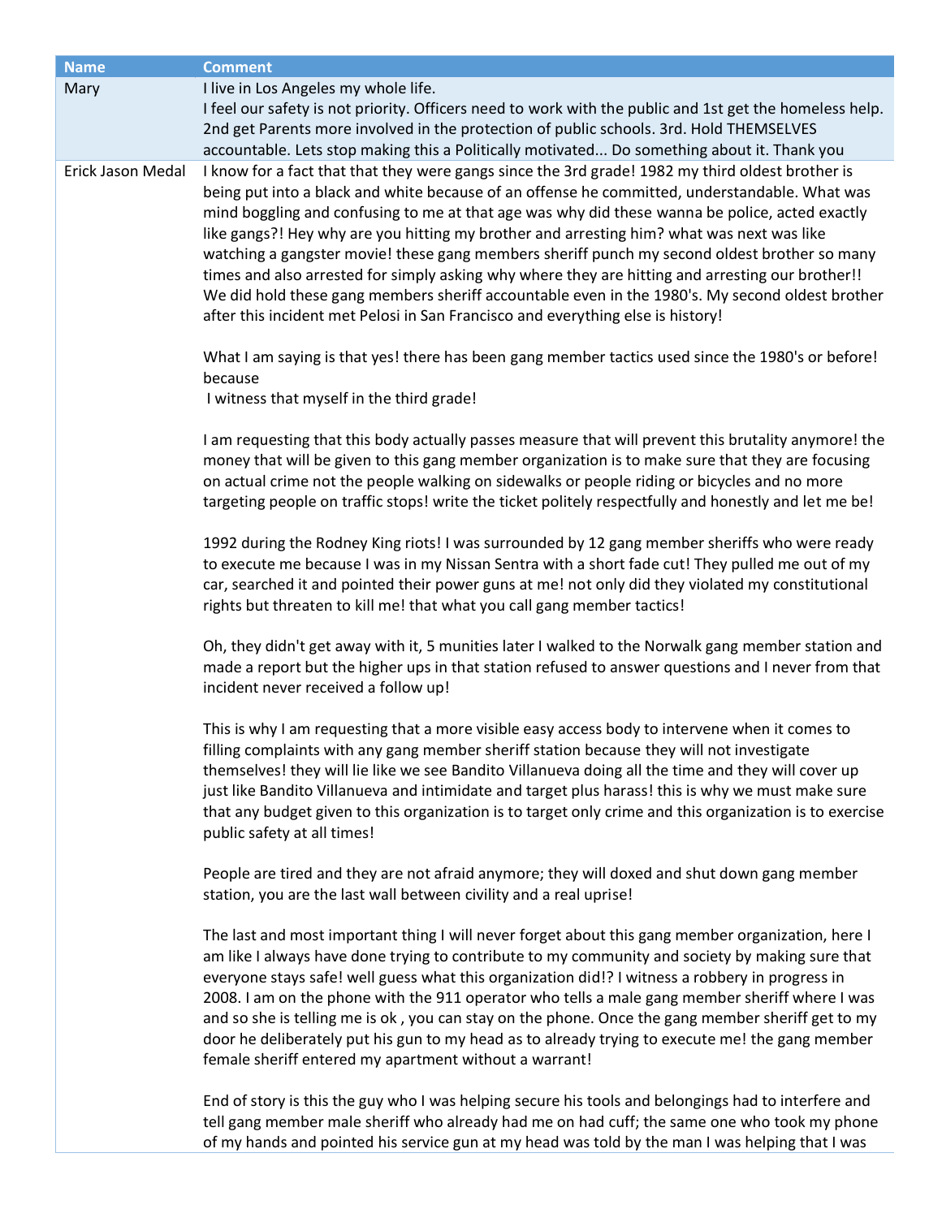| Name | Comment |
| --- | --- |
| Mary | I live in Los Angeles my whole life.<br>I feel our safety is not priority. Officers need to work with the public and 1st get the homeless help. 2nd get Parents more involved in the protection of public schools. 3rd. Hold THEMSELVES accountable. Lets stop making this a Politically motivated... Do something about it. Thank you |
| Erick Jason Medal | I know for a fact that that they were gangs since the 3rd grade! 1982 my third oldest brother is being put into a black and white because of an offense he committed, understandable. What was mind boggling and confusing to me at that age was why did these wanna be police, acted exactly like gangs?! Hey why are you hitting my brother and arresting him? what was next was like watching a gangster movie! these gang members sheriff punch my second oldest brother so many times and also arrested for simply asking why where they are hitting and arresting our brother!! We did hold these gang members sheriff accountable even in the 1980's. My second oldest brother after this incident met Pelosi in San Francisco and everything else is history!<br><br>What I am saying is that yes! there has been gang member tactics used since the 1980's or before! because<br>I witness that myself in the third grade!<br><br>I am requesting that this body actually passes measure that will prevent this brutality anymore! the money that will be given to this gang member organization is to make sure that they are focusing on actual crime not the people walking on sidewalks or people riding or bicycles and no more targeting people on traffic stops! write the ticket politely respectfully and honestly and let me be!<br><br>1992 during the Rodney King riots! I was surrounded by 12 gang member sheriffs who were ready to execute me because I was in my Nissan Sentra with a short fade cut! They pulled me out of my car, searched it and pointed their power guns at me! not only did they violated my constitutional rights but threaten to kill me! that what you call gang member tactics!<br><br>Oh, they didn't get away with it, 5 munities later I walked to the Norwalk gang member station and made a report but the higher ups in that station refused to answer questions and I never from that incident never received a follow up!<br><br>This is why I am requesting that a more visible easy access body to intervene when it comes to filling complaints with any gang member sheriff station because they will not investigate themselves! they will lie like we see Bandito Villanueva doing all the time and they will cover up just like Bandito Villanueva and intimidate and target plus harass! this is why we must make sure that any budget given to this organization is to target only crime and this organization is to exercise public safety at all times!<br><br>People are tired and they are not afraid anymore; they will doxed and shut down gang member station, you are the last wall between civility and a real uprise!<br><br>The last and most important thing I will never forget about this gang member organization, here I am like I always have done trying to contribute to my community and society by making sure that everyone stays safe! well guess what this organization did!? I witness a robbery in progress in 2008. I am on the phone with the 911 operator who tells a male gang member sheriff where I was and so she is telling me is ok , you can stay on the phone. Once the gang member sheriff get to my door he deliberately put his gun to my head as to already trying to execute me! the gang member female sheriff entered my apartment without a warrant!<br><br>End of story is this the guy who I was helping secure his tools and belongings had to interfere and tell gang member male sheriff who already had me on had cuff; the same one who took my phone of my hands and pointed his service gun at my head was told by the man I was helping that I was |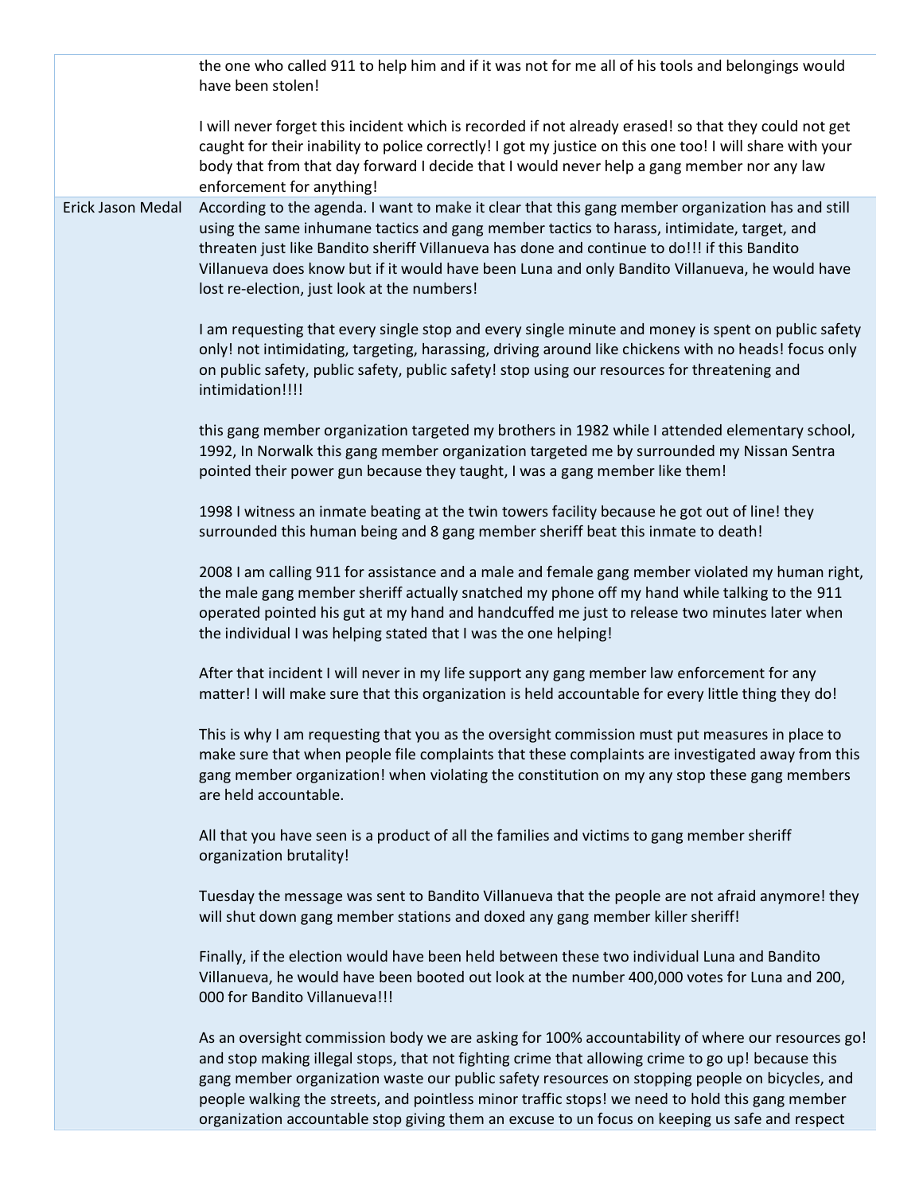| | |
|---|---|
| | the one who called 911 to help him and if it was not for me all of his tools and belongings would have been stolen!<br><br>I will never forget this incident which is recorded if not already erased! so that they could not get caught for their inability to police correctly! I got my justice on this one too! I will share with your body that from that day forward I decide that I would never help a gang member nor any law enforcement for anything! |
| Erick Jason Medal | According to the agenda. I want to make it clear that this gang member organization has and still using the same inhumane tactics and gang member tactics to harass, intimidate, target, and threaten just like Bandito sheriff Villanueva has done and continue to do!!! if this Bandito Villanueva does know but if it would have been Luna and only Bandito Villanueva, he would have lost re-election, just look at the numbers!<br><br>I am requesting that every single stop and every single minute and money is spent on public safety only! not intimidating, targeting, harassing, driving around like chickens with no heads! focus only on public safety, public safety, public safety! stop using our resources for threatening and intimidation!!!!<br><br>this gang member organization targeted my brothers in 1982 while I attended elementary school, 1992, In Norwalk this gang member organization targeted me by surrounded my Nissan Sentra pointed their power gun because they taught, I was a gang member like them!<br><br>1998 I witness an inmate beating at the twin towers facility because he got out of line! they surrounded this human being and 8 gang member sheriff beat this inmate to death!<br><br>2008 I am calling 911 for assistance and a male and female gang member violated my human right, the male gang member sheriff actually snatched my phone off my hand while talking to the 911 operated pointed his gut at my hand and handcuffed me just to release two minutes later when the individual I was helping stated that I was the one helping!<br><br>After that incident I will never in my life support any gang member law enforcement for any matter! I will make sure that this organization is held accountable for every little thing they do!<br><br>This is why I am requesting that you as the oversight commission must put measures in place to make sure that when people file complaints that these complaints are investigated away from this gang member organization! when violating the constitution on my any stop these gang members are held accountable.<br><br>All that you have seen is a product of all the families and victims to gang member sheriff organization brutality!<br><br>Tuesday the message was sent to Bandito Villanueva that the people are not afraid anymore! they will shut down gang member stations and doxed any gang member killer sheriff!<br><br>Finally, if the election would have been held between these two individual Luna and Bandito Villanueva, he would have been booted out look at the number 400,000 votes for Luna and 200, 000 for Bandito Villanueva!!!<br><br>As an oversight commission body we are asking for 100% accountability of where our resources go! and stop making illegal stops, that not fighting crime that allowing crime to go up! because this gang member organization waste our public safety resources on stopping people on bicycles, and people walking the streets, and pointless minor traffic stops! we need to hold this gang member organization accountable stop giving them an excuse to un focus on keeping us safe and respect |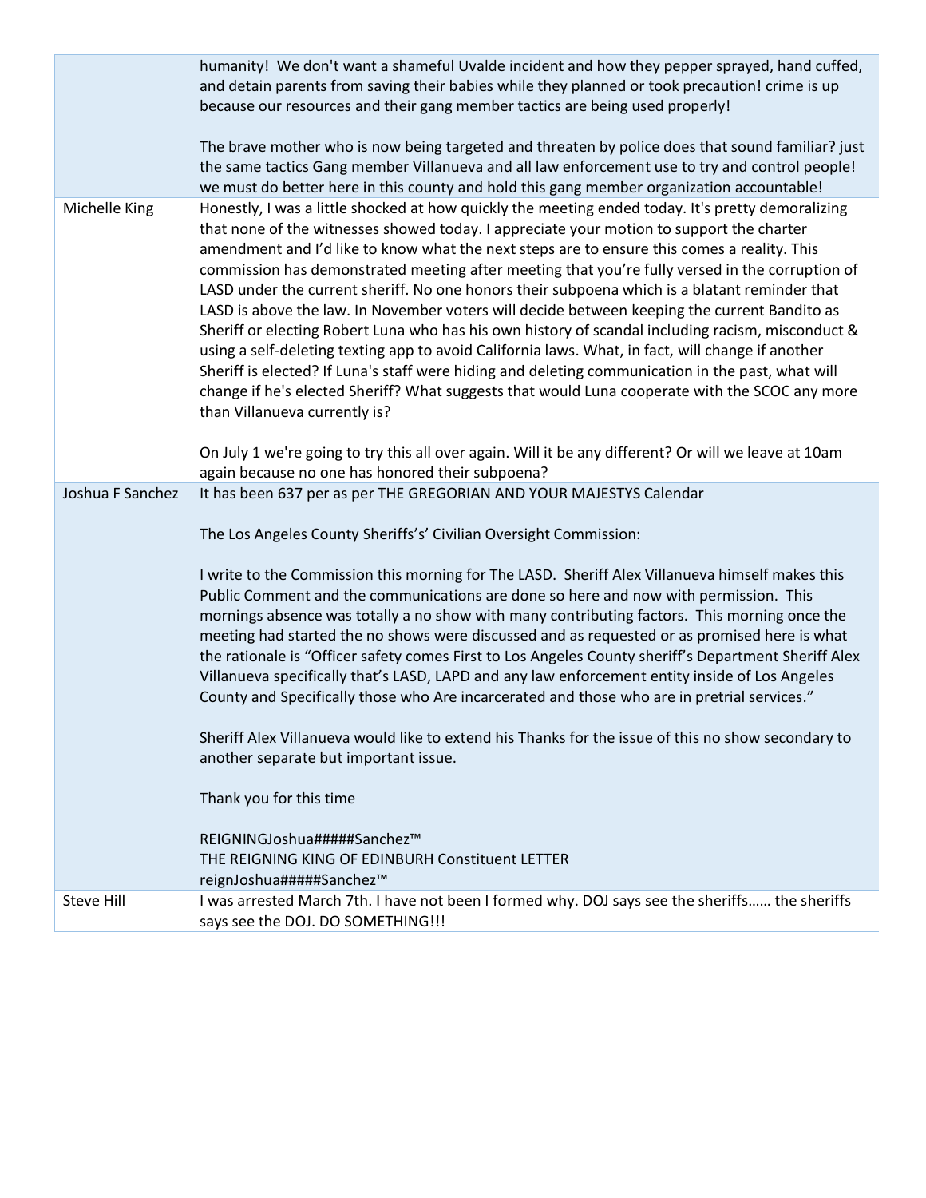| | |
|---|---|
| | humanity! We don't want a shameful Uvalde incident and how they pepper sprayed, hand cuffed, and detain parents from saving their babies while they planned or took precaution! crime is up because our resources and their gang member tactics are being used properly!<br><br>The brave mother who is now being targeted and threaten by police does that sound familiar? just the same tactics Gang member Villanueva and all law enforcement use to try and control people! we must do better here in this county and hold this gang member organization accountable! |
| Michelle King | Honestly, I was a little shocked at how quickly the meeting ended today. It's pretty demoralizing that none of the witnesses showed today. I appreciate your motion to support the charter amendment and I'd like to know what the next steps are to ensure this comes a reality. This commission has demonstrated meeting after meeting that you're fully versed in the corruption of LASD under the current sheriff. No one honors their subpoena which is a blatant reminder that LASD is above the law. In November voters will decide between keeping the current Bandito as Sheriff or electing Robert Luna who has his own history of scandal including racism, misconduct & using a self-deleting texting app to avoid California laws. What, in fact, will change if another Sheriff is elected? If Luna's staff were hiding and deleting communication in the past, what will change if he's elected Sheriff? What suggests that would Luna cooperate with the SCOC any more than Villanueva currently is?<br><br>On July 1 we're going to try this all over again. Will it be any different? Or will we leave at 10am again because no one has honored their subpoena? |
| Joshua F Sanchez | It has been 637 per as per THE GREGORIAN AND YOUR MAJESTYS Calendar<br><br>The Los Angeles County Sheriffs's' Civilian Oversight Commission:<br><br>I write to the Commission this morning for The LASD. Sheriff Alex Villanueva himself makes this Public Comment and the communications are done so here and now with permission. This mornings absence was totally a no show with many contributing factors. This morning once the meeting had started the no shows were discussed and as requested or as promised here is what the rationale is "Officer safety comes First to Los Angeles County sheriff's Department Sheriff Alex Villanueva specifically that's LASD, LAPD and any law enforcement entity inside of Los Angeles County and Specifically those who Are incarcerated and those who are in pretrial services."<br><br>Sheriff Alex Villanueva would like to extend his Thanks for the issue of this no show secondary to another separate but important issue.<br><br>Thank you for this time<br><br>REIGNINGJoshua#####Sanchez™<br>THE REIGNING KING OF EDINBURH Constituent LETTER<br>reignJoshua#####Sanchez™ |
| Steve Hill | I was arrested March 7th. I have not been I formed why. DOJ says see the sheriffs…… the sheriffs says see the DOJ. DO SOMETHING!!! |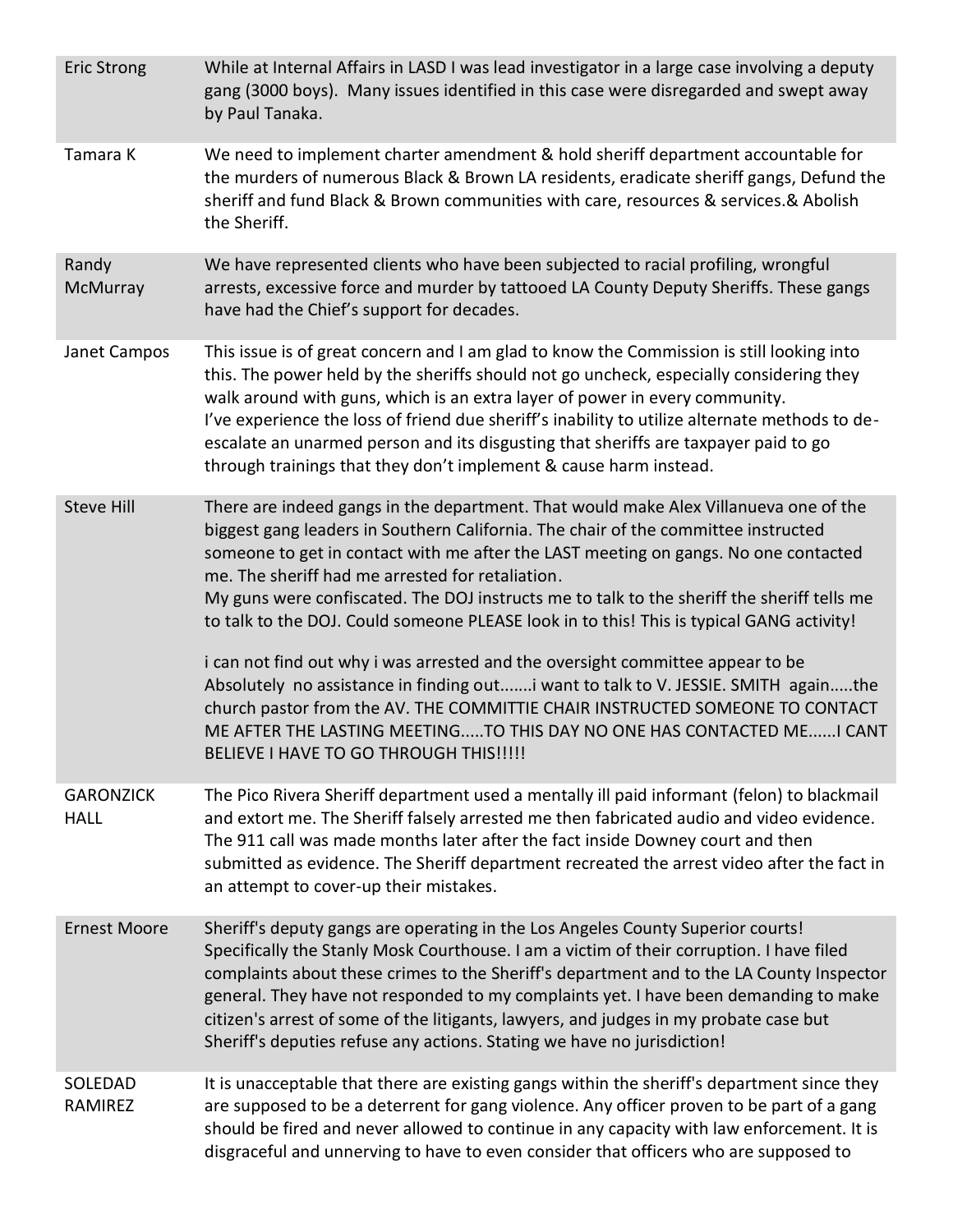| | |
|---|---|
| Eric Strong | While at Internal Affairs in LASD I was lead investigator in a large case involving a deputy gang (3000 boys). Many issues identified in this case were disregarded and swept away by Paul Tanaka. |
| Tamara K | We need to implement charter amendment & hold sheriff department accountable for the murders of numerous Black & Brown LA residents, eradicate sheriff gangs, Defund the sheriff and fund Black & Brown communities with care, resources & services.& Abolish the Sheriff. |
| Randy McMurray | We have represented clients who have been subjected to racial profiling, wrongful arrests, excessive force and murder by tattooed LA County Deputy Sheriffs. These gangs have had the Chief's support for decades. |
| Janet Campos | This issue is of great concern and I am glad to know the Commission is still looking into this. The power held by the sheriffs should not go uncheck, especially considering they walk around with guns, which is an extra layer of power in every community.<br>I've experience the loss of friend due sheriff's inability to utilize alternate methods to de-escalate an unarmed person and its disgusting that sheriffs are taxpayer paid to go through trainings that they don't implement & cause harm instead. |
| Steve Hill | There are indeed gangs in the department. That would make Alex Villanueva one of the biggest gang leaders in Southern California. The chair of the committee instructed someone to get in contact with me after the LAST meeting on gangs. No one contacted me. The sheriff had me arrested for retaliation.<br>My guns were confiscated. The DOJ instructs me to talk to the sheriff the sheriff tells me to talk to the DOJ. Could someone PLEASE look in to this! This is typical GANG activity!<br><br>i can not find out why i was arrested and the oversight committee appear to be Absolutely no assistance in finding out.......i want to talk to V. JESSIE. SMITH again.....the church pastor from the AV. THE COMMITTIE CHAIR INSTRUCTED SOMEONE TO CONTACT ME AFTER THE LASTING MEETING.....TO THIS DAY NO ONE HAS CONTACTED ME......I CANT BELIEVE I HAVE TO GO THROUGH THIS!!!!! |
| GARONZICK HALL | The Pico Rivera Sheriff department used a mentally ill paid informant (felon) to blackmail and extort me. The Sheriff falsely arrested me then fabricated audio and video evidence. The 911 call was made months later after the fact inside Downey court and then submitted as evidence. The Sheriff department recreated the arrest video after the fact in an attempt to cover-up their mistakes. |
| Ernest Moore | Sheriff's deputy gangs are operating in the Los Angeles County Superior courts! Specifically the Stanly Mosk Courthouse. I am a victim of their corruption. I have filed complaints about these crimes to the Sheriff's department and to the LA County Inspector general. They have not responded to my complaints yet. I have been demanding to make citizen's arrest of some of the litigants, lawyers, and judges in my probate case but Sheriff's deputies refuse any actions. Stating we have no jurisdiction! |
| SOLEDAD RAMIREZ | It is unacceptable that there are existing gangs within the sheriff's department since they are supposed to be a deterrent for gang violence. Any officer proven to be part of a gang should be fired and never allowed to continue in any capacity with law enforcement. It is disgraceful and unnerving to have to even consider that officers who are supposed to |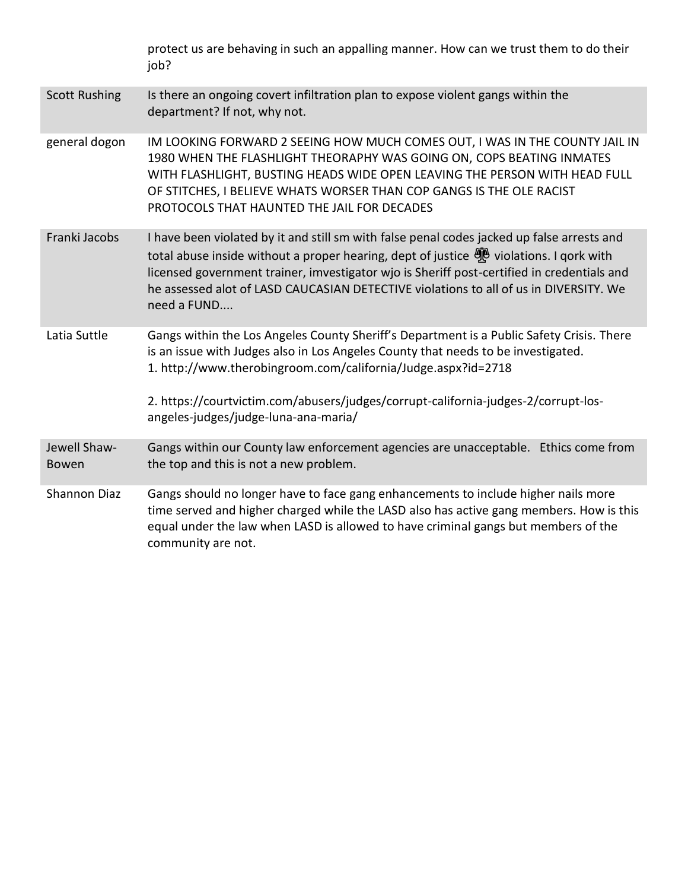| | |
|---|---|
| | protect us are behaving in such an appalling manner. How can we trust them to do their job? |
| Scott Rushing | Is there an ongoing covert infiltration plan to expose violent gangs within the department? If not, why not. |
| general dogon | IM LOOKING FORWARD 2 SEEING HOW MUCH COMES OUT, I WAS IN THE COUNTY JAIL IN 1980 WHEN THE FLASHLIGHT THEORAPHY WAS GOING ON, COPS BEATING INMATES WITH FLASHLIGHT, BUSTING HEADS WIDE OPEN LEAVING THE PERSON WITH HEAD FULL OF STITCHES, I BELIEVE WHATS WORSER THAN COP GANGS IS THE OLE RACIST PROTOCOLS THAT HAUNTED THE JAIL FOR DECADES |
| Franki Jacobs | I have been violated by it and still sm with false penal codes jacked up false arrests and total abuse inside without a proper hearing, dept of justice ⚖️ violations. I qork with licensed government trainer, imvestigator wjo is Sheriff post-certified in credentials and he assessed alot of LASD CAUCASIAN DETECTIVE violations to all of us in DIVERSITY. We need a FUND.... |
| Latia Suttle | Gangs within the Los Angeles County Sheriff's Department is a Public Safety Crisis. There is an issue with Judges also in Los Angeles County that needs to be investigated.<br>1. http://www.therobingroom.com/california/Judge.aspx?id=2718<br><br>2. https://courtvictim.com/abusers/judges/corrupt-california-judges-2/corrupt-los-angeles-judges/judge-luna-ana-maria/ |
| Jewell Shaw-Bowen | Gangs within our County law enforcement agencies are unacceptable. Ethics come from the top and this is not a new problem. |
| Shannon Diaz | Gangs should no longer have to face gang enhancements to include higher nails more time served and higher charged while the LASD also has active gang members. How is this equal under the law when LASD is allowed to have criminal gangs but members of the community are not. |